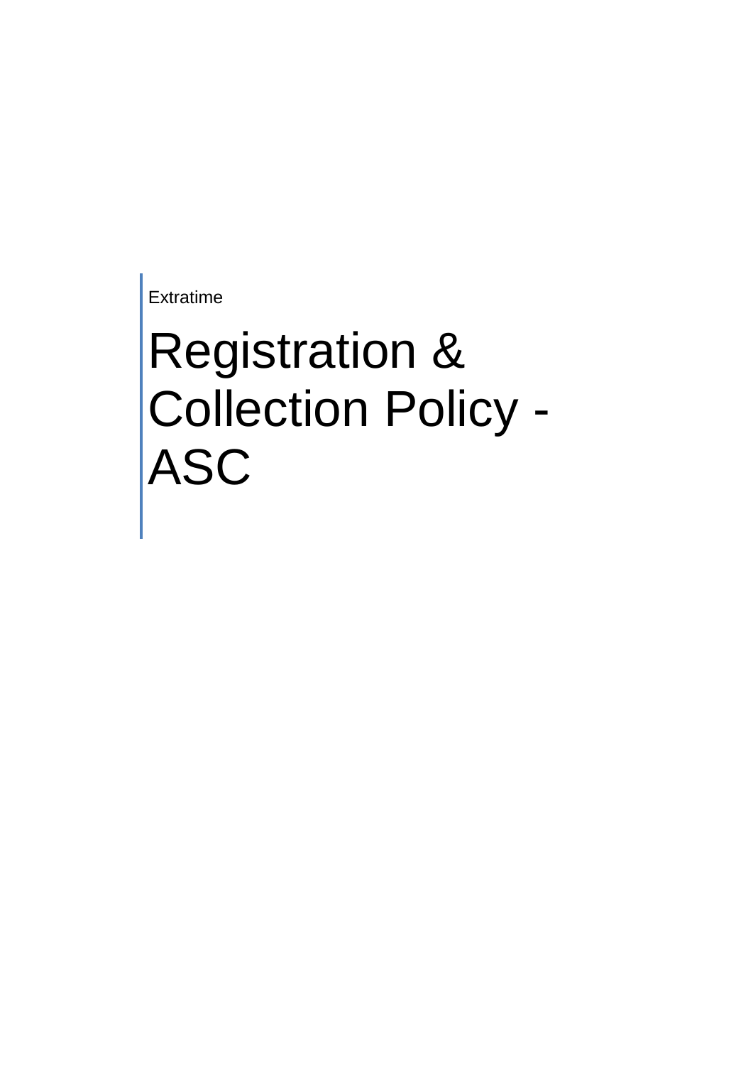Extratime

# Registration & Collection Policy - ASC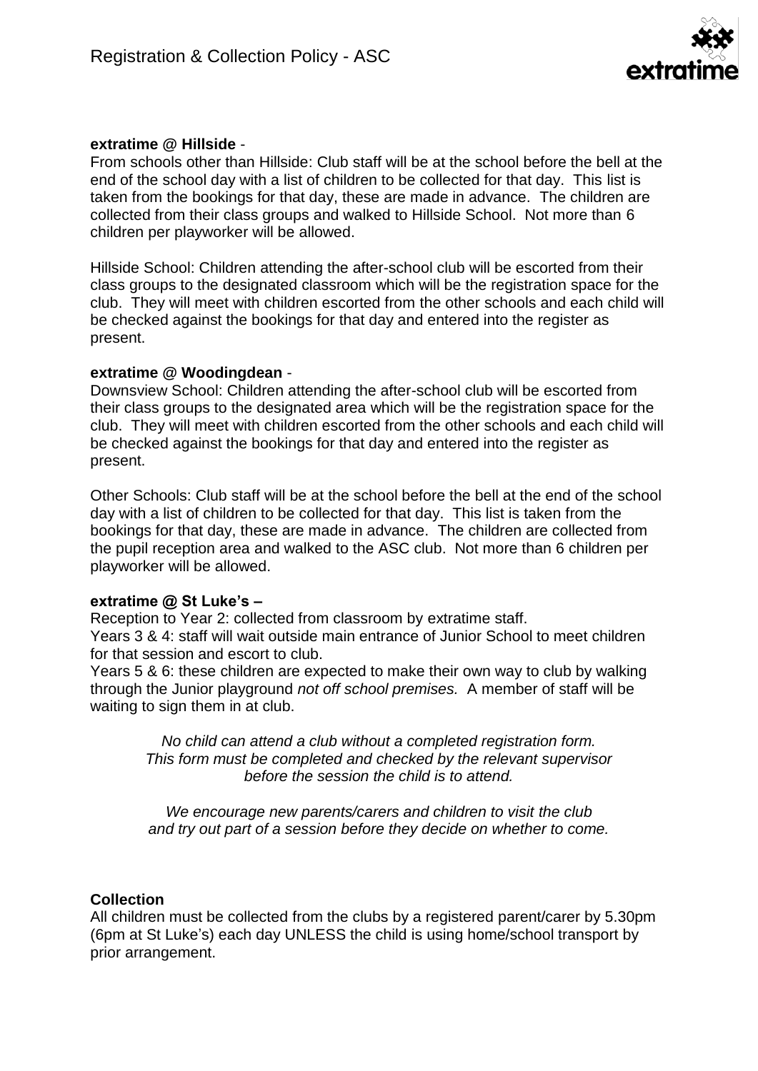**extratime @ Hillside** -

From schools other than Hillside: Club staff will be at the school before the bell at the end of the school day with a list of children to be collected for that day. This list is taken from the bookings for that day, these are made in advance. The children are collected from their class groups and walked to Hillside School. Not more than 6 children per playworker will be allowed.

Hillside School: Children attending the after-school club will be escorted from their class groups to the designated classroom which will be the registration space for the club. They will meet with children escorted from the other schools and each child will be checked against the bookings for that day and entered into the register as present.

**extratime @ Woodingdean** -

Downsview School: Children attending the after-school club will be escorted from their class groups to the designated area which will be the registration space for the club. They will meet with children escorted from the other schools and each child will be checked against the bookings for that day and entered into the register as present.

Other Schools: Club staff will be at the school before the bell at the end of the school day with a list of children to be collected for that day. This list is taken from the bookings for that day, these are made in advance. The children are collected from the pupil reception area and walked to the ASC club. Not more than 6 children per playworker will be allowed.

**extratime @ St Luke's –**

Reception to Year 2: collected from classroom by extratime staff.

Years 3 & 4: staff will wait outside main entrance of Junior School to meet children for that session and escort to club.

Years 5 & 6: these children are expected to make their own way to club by walking through the Junior playground *not off school premises.* A member of staff will be waiting to sign them in at club.

*No child can attend a club without a completed registration form. This form must be completed and checked by the relevant supervisor before the session the child is to attend.*

*We encourage new parents/carers and children to visit the club and try out part of a session before they decide on whether to come.*

**Collection**

All children must be collected from the clubs by a registered parent/carer by 5.30pm (6pm at St Luke's) each day UNLESS the child is using home/school transport by prior arrangement.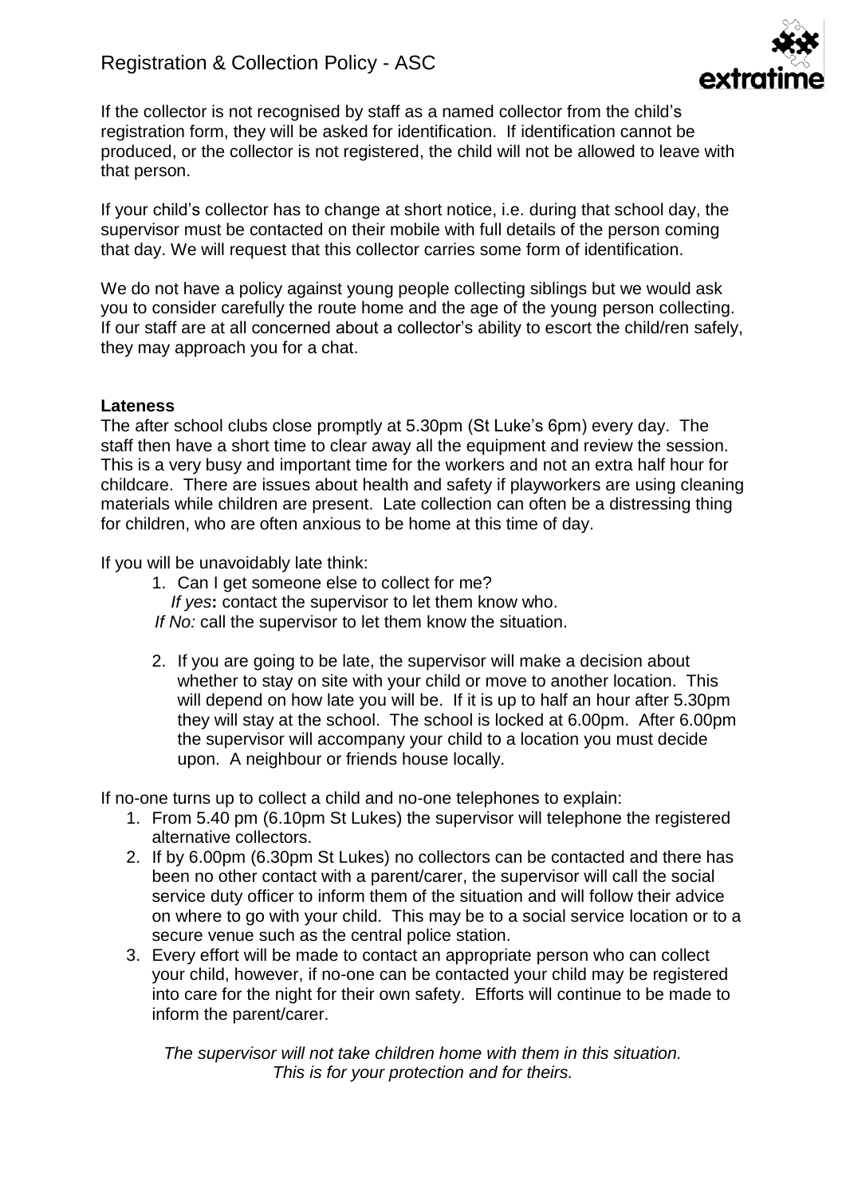If the collector is not recognised by staff as a named collector from the child's registration form, they will be asked for identification. If identification cannot be produced, or the collector is not registered, the child will not be allowed to leave with that person.

If your child's collector has to change at short notice, i.e. during that school day, the supervisor must be contacted on their mobile with full details of the person coming that day. We will request that this collector carries some form of identification.

We do not have a policy against young people collecting siblings but we would ask you to consider carefully the route home and the age of the young person collecting. If our staff are at all concerned about a collector's ability to escort the child/ren safely, they may approach you for a chat.

**Lateness**

The after school clubs close promptly at 5.30pm (St Luke's 6pm) every day. The staff then have a short time to clear away all the equipment and review the session. This is a very busy and important time for the workers and not an extra half hour for childcare. There are issues about health and safety if playworkers are using cleaning materials while children are present. Late collection can often be a distressing thing for children, who are often anxious to be home at this time of day.

If you will be unavoidably late think:

1. Can I get someone else to collect for me?
   *If yes***:** contact the supervisor to let them know who.
   *If No:* call the supervisor to let them know the situation.
2. If you are going to be late, the supervisor will make a decision about whether to stay on site with your child or move to another location. This will depend on how late you will be. If it is up to half an hour after 5.30pm they will stay at the school. The school is locked at 6.00pm. After 6.00pm the supervisor will accompany your child to a location you must decide upon. A neighbour or friends house locally.

If no-one turns up to collect a child and no-one telephones to explain:

1. From 5.40 pm (6.10pm St Lukes) the supervisor will telephone the registered alternative collectors.
2. If by 6.00pm (6.30pm St Lukes) no collectors can be contacted and there has been no other contact with a parent/carer, the supervisor will call the social service duty officer to inform them of the situation and will follow their advice on where to go with your child. This may be to a social service location or to a secure venue such as the central police station.
3. Every effort will be made to contact an appropriate person who can collect your child, however, if no-one can be contacted your child may be registered into care for the night for their own safety. Efforts will continue to be made to inform the parent/carer.

*The supervisor will not take children home with them in this situation. This is for your protection and for theirs.*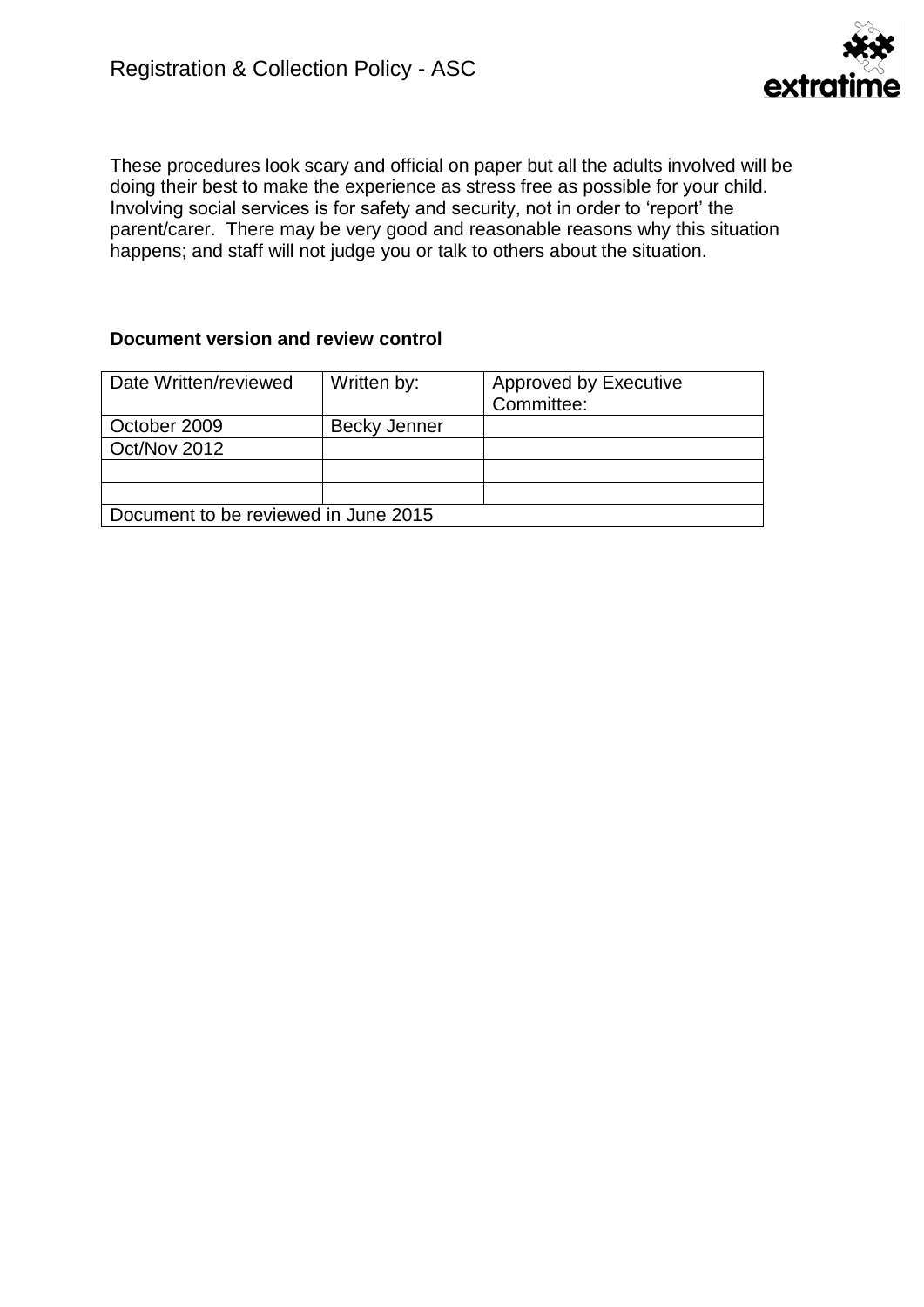These procedures look scary and official on paper but all the adults involved will be doing their best to make the experience as stress free as possible for your child. Involving social services is for safety and security, not in order to 'report' the parent/carer. There may be very good and reasonable reasons why this situation happens; and staff will not judge you or talk to others about the situation.

**Document version and review control**

| Date Written/reviewed | Written by: | Approved by Executive Committee: |
|---|---|---|
| October 2009 | Becky Jenner | |
| Oct/Nov 2012 | | |
| | | |
| | | |
| Document to be reviewed in June 2015 | | |